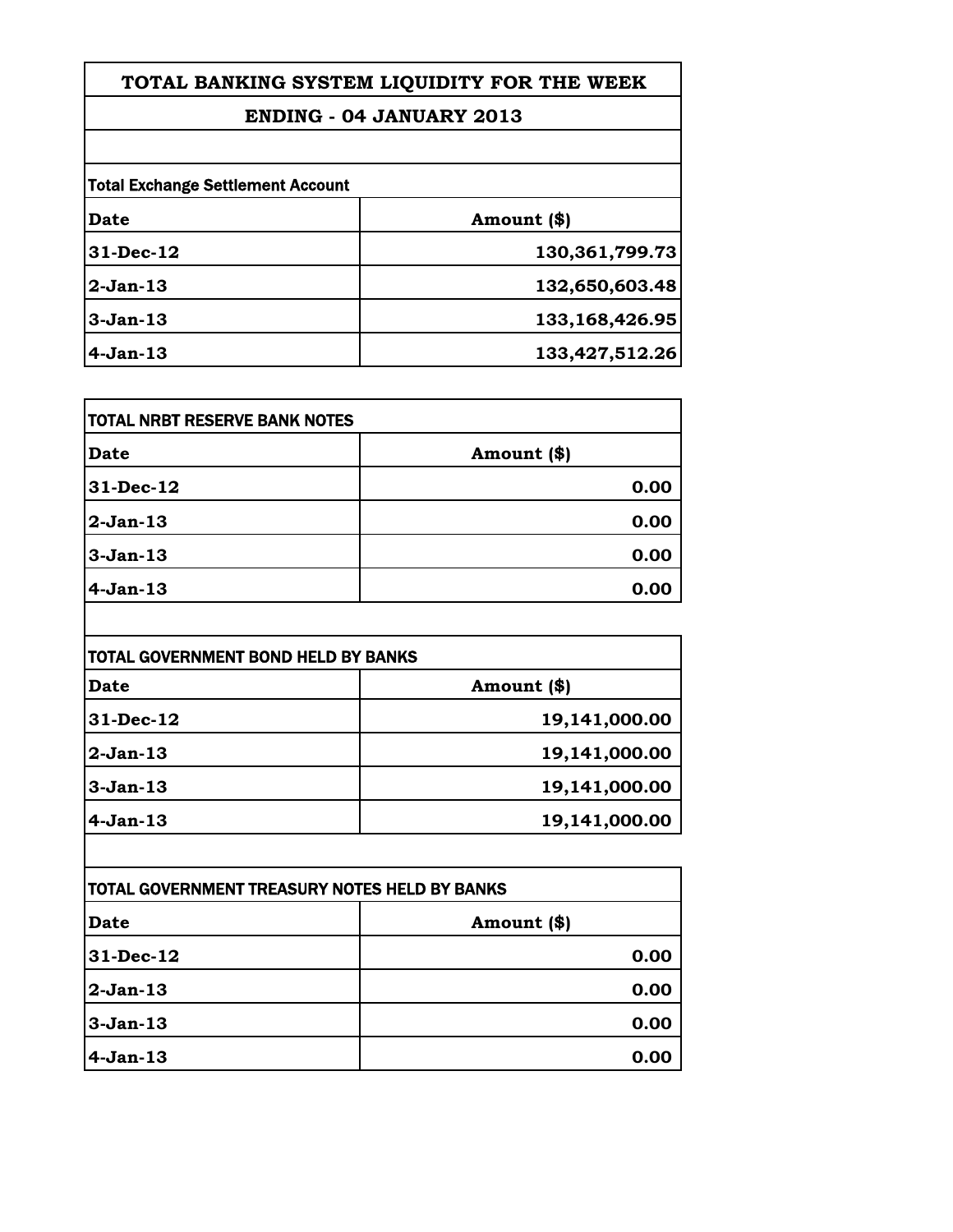# TOTAL BANKING SYSTEM LIQUIDITY FOR THE WEEK

## ENDING - 04 JANUARY 2013

**Total Exchange Settlement Account**

| Date | Amount ($) |
|---|---|
| 31-Dec-12 | 130,361,799.73 |
| 2-Jan-13 | 132,650,603.48 |
| 3-Jan-13 | 133,168,426.95 |
| 4-Jan-13 | 133,427,512.26 |

**TOTAL NRBT RESERVE BANK NOTES**

| Date | Amount ($) |
|---|---|
| 31-Dec-12 | 0.00 |
| 2-Jan-13 | 0.00 |
| 3-Jan-13 | 0.00 |
| 4-Jan-13 | 0.00 |

**TOTAL GOVERNMENT BOND HELD BY BANKS**

| Date | Amount ($) |
|---|---|
| 31-Dec-12 | 19,141,000.00 |
| 2-Jan-13 | 19,141,000.00 |
| 3-Jan-13 | 19,141,000.00 |
| 4-Jan-13 | 19,141,000.00 |

**TOTAL GOVERNMENT TREASURY NOTES HELD BY BANKS**

| Date | Amount ($) |
|---|---|
| 31-Dec-12 | 0.00 |
| 2-Jan-13 | 0.00 |
| 3-Jan-13 | 0.00 |
| 4-Jan-13 | 0.00 |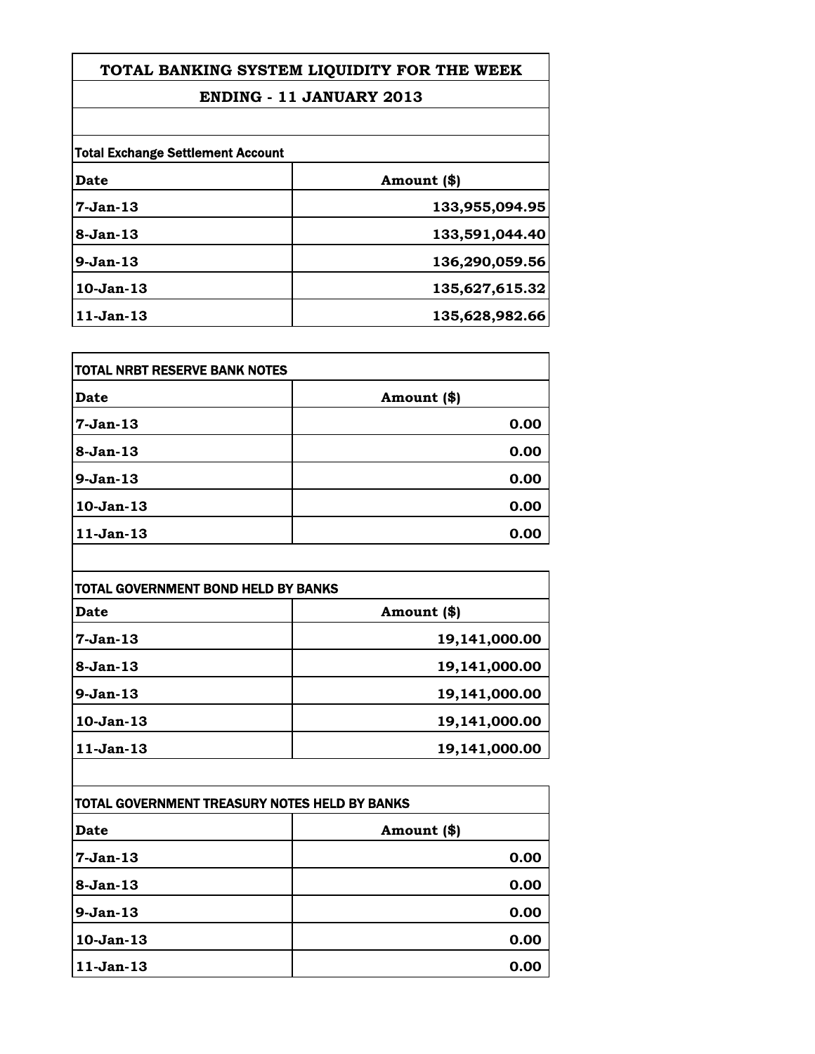# TOTAL BANKING SYSTEM LIQUIDITY FOR THE WEEK

## ENDING - 11 JANUARY 2013

**Total Exchange Settlement Account**

| Date | Amount ($) |
|---|---|
| 7-Jan-13 | 133,955,094.95 |
| 8-Jan-13 | 133,591,044.40 |
| 9-Jan-13 | 136,290,059.56 |
| 10-Jan-13 | 135,627,615.32 |
| 11-Jan-13 | 135,628,982.66 |

**TOTAL NRBT RESERVE BANK NOTES**

| Date | Amount ($) |
|---|---|
| 7-Jan-13 | 0.00 |
| 8-Jan-13 | 0.00 |
| 9-Jan-13 | 0.00 |
| 10-Jan-13 | 0.00 |
| 11-Jan-13 | 0.00 |

**TOTAL GOVERNMENT BOND HELD BY BANKS**

| Date | Amount ($) |
|---|---|
| 7-Jan-13 | 19,141,000.00 |
| 8-Jan-13 | 19,141,000.00 |
| 9-Jan-13 | 19,141,000.00 |
| 10-Jan-13 | 19,141,000.00 |
| 11-Jan-13 | 19,141,000.00 |

**TOTAL GOVERNMENT TREASURY NOTES HELD BY BANKS**

| Date | Amount ($) |
|---|---|
| 7-Jan-13 | 0.00 |
| 8-Jan-13 | 0.00 |
| 9-Jan-13 | 0.00 |
| 10-Jan-13 | 0.00 |
| 11-Jan-13 | 0.00 |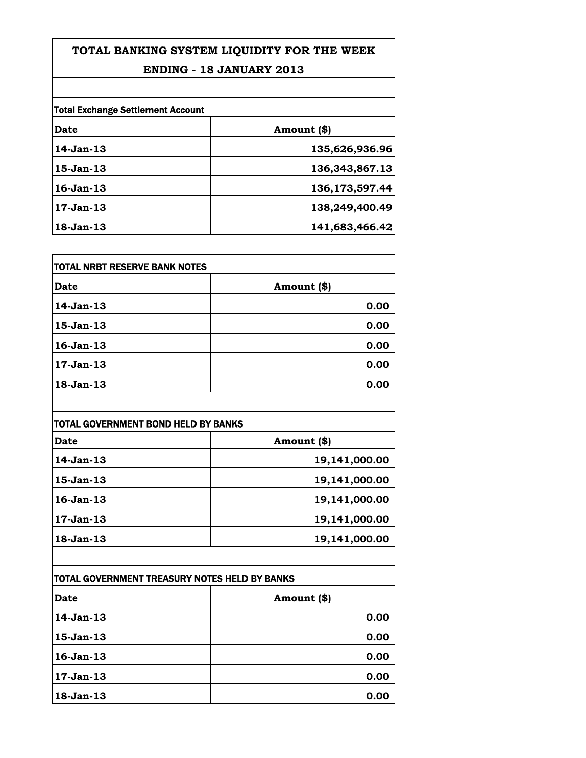# TOTAL BANKING SYSTEM LIQUIDITY FOR THE WEEK

## ENDING - 18 JANUARY 2013

**Total Exchange Settlement Account**

| Date | Amount ($) |
|---|---|
| 14-Jan-13 | 135,626,936.96 |
| 15-Jan-13 | 136,343,867.13 |
| 16-Jan-13 | 136,173,597.44 |
| 17-Jan-13 | 138,249,400.49 |
| 18-Jan-13 | 141,683,466.42 |

**TOTAL NRBT RESERVE BANK NOTES**

| Date | Amount ($) |
|---|---|
| 14-Jan-13 | 0.00 |
| 15-Jan-13 | 0.00 |
| 16-Jan-13 | 0.00 |
| 17-Jan-13 | 0.00 |
| 18-Jan-13 | 0.00 |

**TOTAL GOVERNMENT BOND HELD BY BANKS**

| Date | Amount ($) |
|---|---|
| 14-Jan-13 | 19,141,000.00 |
| 15-Jan-13 | 19,141,000.00 |
| 16-Jan-13 | 19,141,000.00 |
| 17-Jan-13 | 19,141,000.00 |
| 18-Jan-13 | 19,141,000.00 |

**TOTAL GOVERNMENT TREASURY NOTES HELD BY BANKS**

| Date | Amount ($) |
|---|---|
| 14-Jan-13 | 0.00 |
| 15-Jan-13 | 0.00 |
| 16-Jan-13 | 0.00 |
| 17-Jan-13 | 0.00 |
| 18-Jan-13 | 0.00 |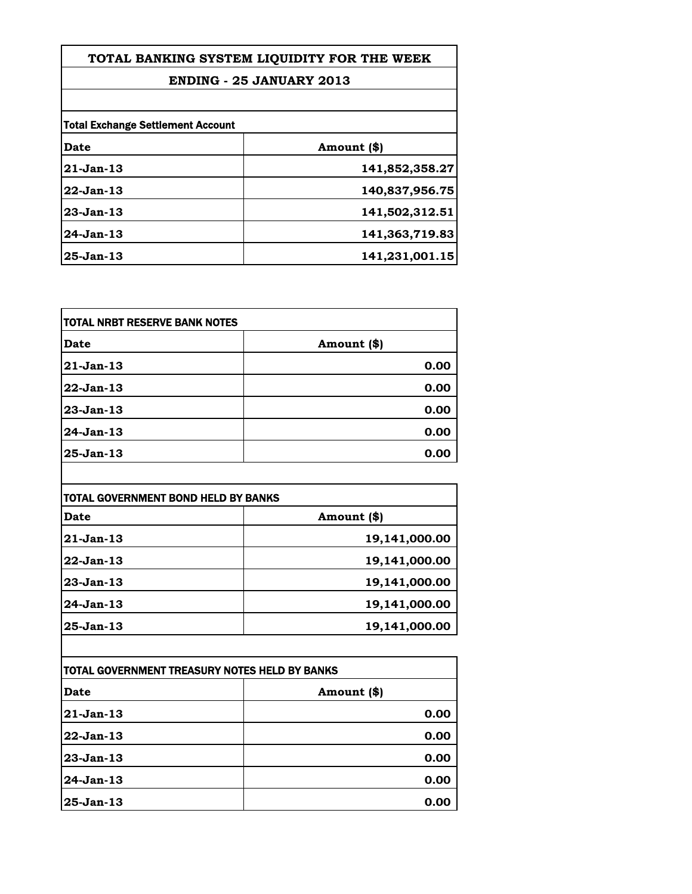# TOTAL BANKING SYSTEM LIQUIDITY FOR THE WEEK

## ENDING - 25 JANUARY 2013

**Total Exchange Settlement Account**

| Date | Amount ($) |
|---|---|
| 21-Jan-13 | 141,852,358.27 |
| 22-Jan-13 | 140,837,956.75 |
| 23-Jan-13 | 141,502,312.51 |
| 24-Jan-13 | 141,363,719.83 |
| 25-Jan-13 | 141,231,001.15 |

**TOTAL NRBT RESERVE BANK NOTES**

| Date | Amount ($) |
|---|---|
| 21-Jan-13 | 0.00 |
| 22-Jan-13 | 0.00 |
| 23-Jan-13 | 0.00 |
| 24-Jan-13 | 0.00 |
| 25-Jan-13 | 0.00 |

**TOTAL GOVERNMENT BOND HELD BY BANKS**

| Date | Amount ($) |
|---|---|
| 21-Jan-13 | 19,141,000.00 |
| 22-Jan-13 | 19,141,000.00 |
| 23-Jan-13 | 19,141,000.00 |
| 24-Jan-13 | 19,141,000.00 |
| 25-Jan-13 | 19,141,000.00 |

**TOTAL GOVERNMENT TREASURY NOTES HELD BY BANKS**

| Date | Amount ($) |
|---|---|
| 21-Jan-13 | 0.00 |
| 22-Jan-13 | 0.00 |
| 23-Jan-13 | 0.00 |
| 24-Jan-13 | 0.00 |
| 25-Jan-13 | 0.00 |